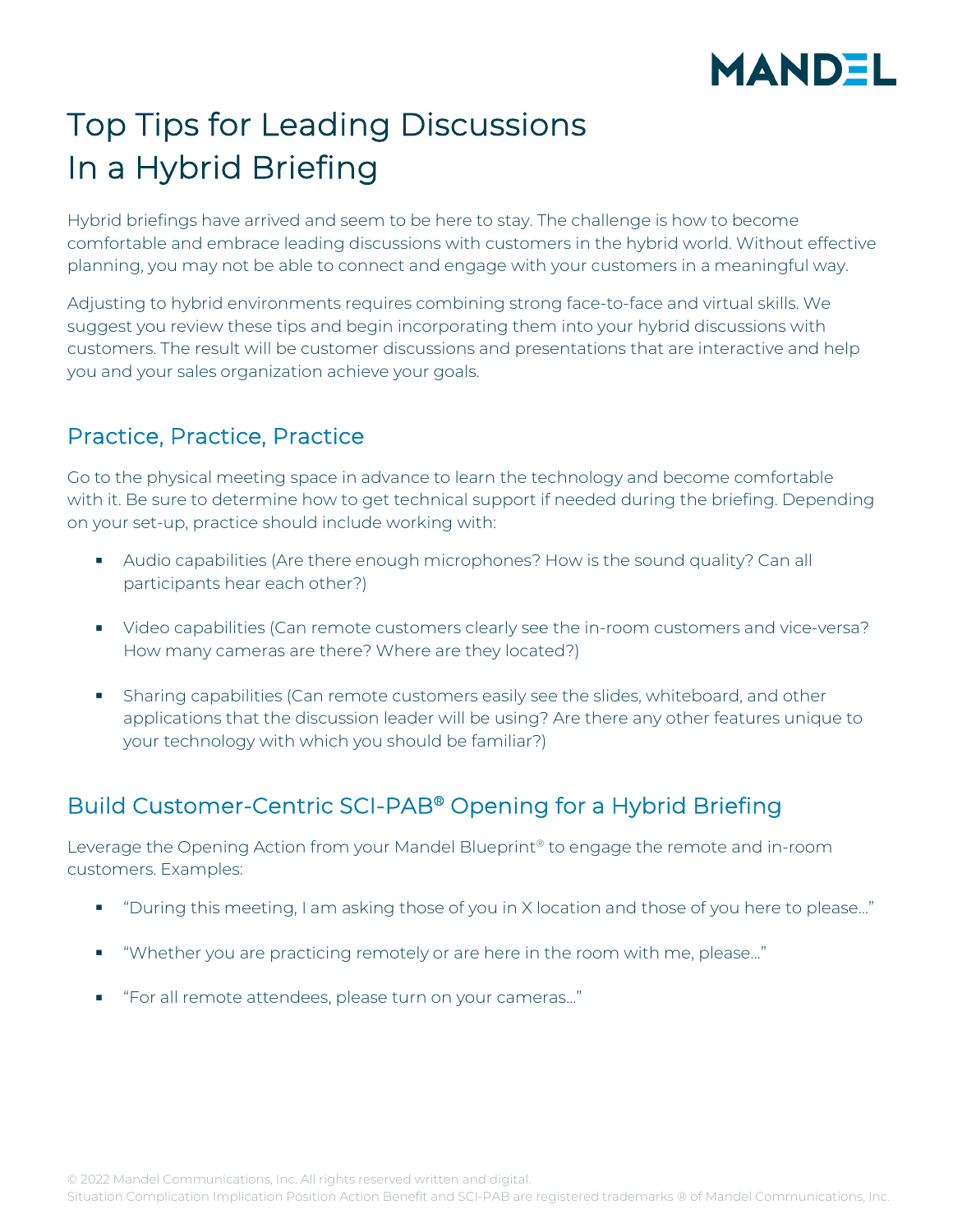MANDEL

# Top Tips for Leading Discussions In a Hybrid Briefing

Hybrid briefings have arrived and seem to be here to stay. The challenge is how to become comfortable and embrace leading discussions with customers in the hybrid world. Without effective planning, you may not be able to connect and engage with your customers in a meaningful way.

Adjusting to hybrid environments requires combining strong face-to-face and virtual skills. We suggest you review these tips and begin incorporating them into your hybrid discussions with customers. The result will be customer discussions and presentations that are interactive and help you and your sales organization achieve your goals.

## Practice, Practice, Practice

Go to the physical meeting space in advance to learn the technology and become comfortable with it. Be sure to determine how to get technical support if needed during the briefing. Depending on your set-up, practice should include working with:

- Audio capabilities (Are there enough microphones? How is the sound quality? Can all participants hear each other?)
- Video capabilities (Can remote customers clearly see the in-room customers and vice-versa? How many cameras are there? Where are they located?)
- Sharing capabilities (Can remote customers easily see the slides, whiteboard, and other applications that the discussion leader will be using? Are there any other features unique to your technology with which you should be familiar?)

## Build Customer-Centric SCI-PAB® Opening for a Hybrid Briefing

Leverage the Opening Action from your Mandel Blueprint® to engage the remote and in-room customers. Examples:

- "During this meeting, I am asking those of you in X location and those of you here to please…"
- "Whether you are practicing remotely or are here in the room with me, please…"
- "For all remote attendees, please turn on your cameras…"

© 2022 Mandel Communications, Inc. All rights reserved written and digital.
Situation Complication Implication Position Action Benefit and SCI-PAB are registered trademarks ® of Mandel Communications, Inc.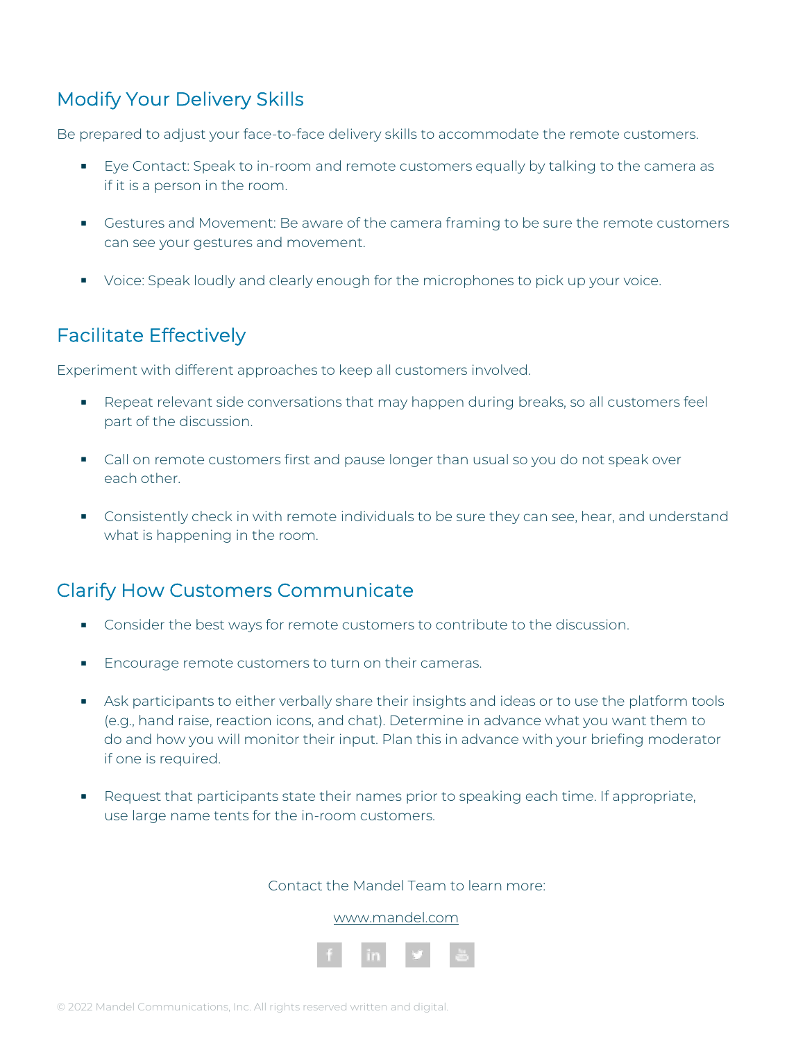## Modify Your Delivery Skills

Be prepared to adjust your face-to-face delivery skills to accommodate the remote customers.

- Eye Contact: Speak to in-room and remote customers equally by talking to the camera as if it is a person in the room.
- Gestures and Movement: Be aware of the camera framing to be sure the remote customers can see your gestures and movement.
- Voice: Speak loudly and clearly enough for the microphones to pick up your voice.

## Facilitate Effectively

Experiment with different approaches to keep all customers involved.

- Repeat relevant side conversations that may happen during breaks, so all customers feel part of the discussion.
- Call on remote customers first and pause longer than usual so you do not speak over each other.
- Consistently check in with remote individuals to be sure they can see, hear, and understand what is happening in the room.

## Clarify How Customers Communicate

- Consider the best ways for remote customers to contribute to the discussion.
- Encourage remote customers to turn on their cameras.
- Ask participants to either verbally share their insights and ideas or to use the platform tools (e.g., hand raise, reaction icons, and chat). Determine in advance what you want them to do and how you will monitor their input. Plan this in advance with your briefing moderator if one is required.
- Request that participants state their names prior to speaking each time. If appropriate, use large name tents for the in-room customers.

Contact the Mandel Team to learn more:

www.mandel.com

© 2022 Mandel Communications, Inc. All rights reserved written and digital.